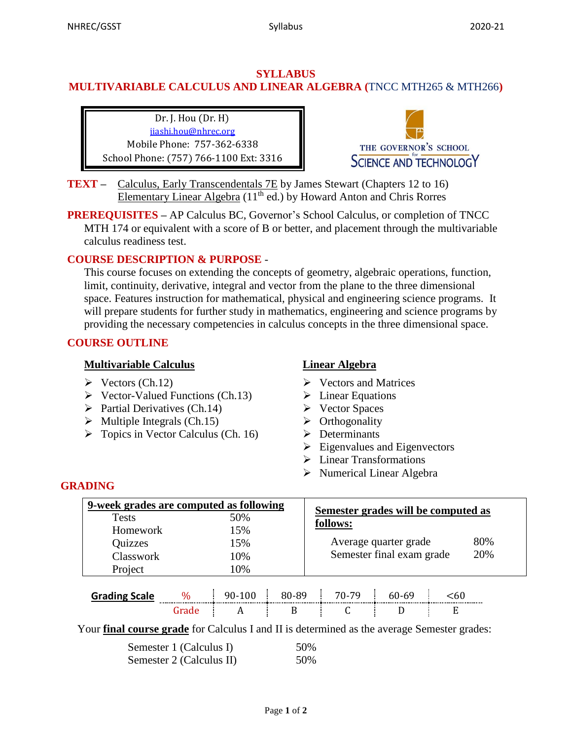# SYLLABUS
# MULTIVARIABLE CALCULUS AND LINEAR ALGEBRA (TNCC MTH265 & MTH266)

Dr. J. Hou (Dr. H)
jiashi.hou@nhrec.org
Mobile Phone: 757-362-6338
School Phone: (757) 766-1100 Ext: 3316

THE GOVERNOR'S SCHOOL for SCIENCE AND TECHNOLOGY

**TEXT** – Calculus, Early Transcendentals 7E by James Stewart (Chapters 12 to 16)
Elementary Linear Algebra (11th ed.) by Howard Anton and Chris Rorres

**PREREQUISITES** – AP Calculus BC, Governor's School Calculus, or completion of TNCC MTH 174 or equivalent with a score of B or better, and placement through the multivariable calculus readiness test.

**COURSE DESCRIPTION & PURPOSE** -

This course focuses on extending the concepts of geometry, algebraic operations, function, limit, continuity, derivative, integral and vector from the plane to the three dimensional space. Features instruction for mathematical, physical and engineering science programs. It will prepare students for further study in mathematics, engineering and science programs by providing the necessary competencies in calculus concepts in the three dimensional space.

## COURSE OUTLINE

**Multivariable Calculus**

- Vectors (Ch.12)
- Vector-Valued Functions (Ch.13)
- Partial Derivatives (Ch.14)
- Multiple Integrals (Ch.15)
- Topics in Vector Calculus (Ch. 16)

**Linear Algebra**

- Vectors and Matrices
- Linear Equations
- Vector Spaces
- Orthogonality
- Determinants
- Eigenvalues and Eigenvectors
- Linear Transformations
- Numerical Linear Algebra

## GRADING

| 9-week grades are computed as following | |
|---|---|
| Tests | 50% |
| Homework | 15% |
| Quizzes | 15% |
| Classwork | 10% |
| Project | 10% |

| Semester grades will be computed as follows: | |
|---|---|
| Average quarter grade | 80% |
| Semester final exam grade | 20% |

| Grading Scale | % | 90-100 | 80-89 | 70-79 | 60-69 | <60 |
|---|---|---|---|---|---|---|
| | Grade | A | B | C | D | E |

Your **final course grade** for Calculus I and II is determined as the average Semester grades:

| | |
|---|---|
| Semester 1 (Calculus I) | 50% |
| Semester 2 (Calculus II) | 50% |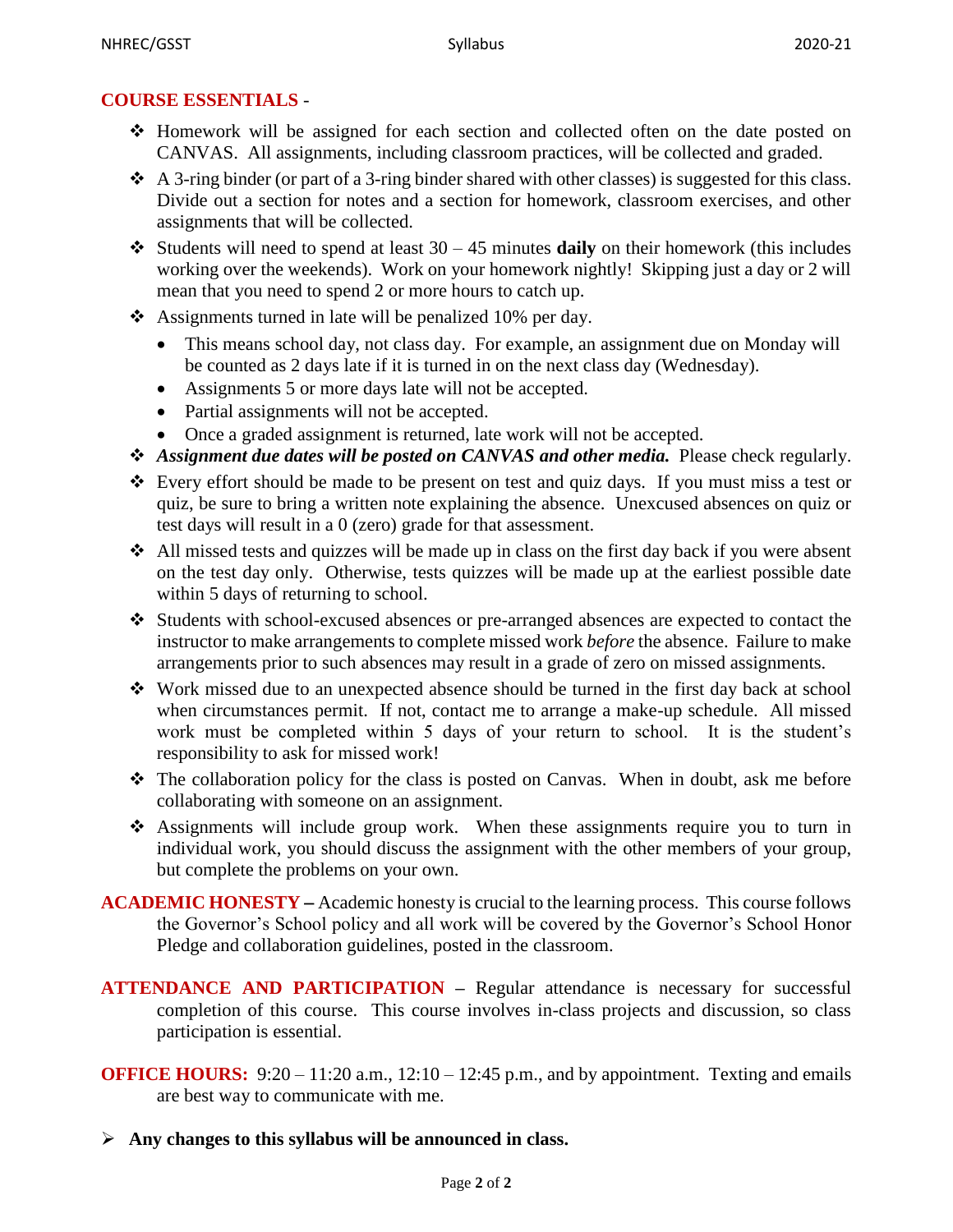## COURSE ESSENTIALS -

- Homework will be assigned for each section and collected often on the date posted on CANVAS. All assignments, including classroom practices, will be collected and graded.
- A 3-ring binder (or part of a 3-ring binder shared with other classes) is suggested for this class. Divide out a section for notes and a section for homework, classroom exercises, and other assignments that will be collected.
- Students will need to spend at least 30 – 45 minutes **daily** on their homework (this includes working over the weekends). Work on your homework nightly! Skipping just a day or 2 will mean that you need to spend 2 or more hours to catch up.
- Assignments turned in late will be penalized 10% per day.
  - This means school day, not class day. For example, an assignment due on Monday will be counted as 2 days late if it is turned in on the next class day (Wednesday).
  - Assignments 5 or more days late will not be accepted.
  - Partial assignments will not be accepted.
  - Once a graded assignment is returned, late work will not be accepted.
- ***Assignment due dates will be posted on CANVAS and other media.*** Please check regularly.
- Every effort should be made to be present on test and quiz days. If you must miss a test or quiz, be sure to bring a written note explaining the absence. Unexcused absences on quiz or test days will result in a 0 (zero) grade for that assessment.
- All missed tests and quizzes will be made up in class on the first day back if you were absent on the test day only. Otherwise, tests quizzes will be made up at the earliest possible date within 5 days of returning to school.
- Students with school-excused absences or pre-arranged absences are expected to contact the instructor to make arrangements to complete missed work *before* the absence. Failure to make arrangements prior to such absences may result in a grade of zero on missed assignments.
- Work missed due to an unexpected absence should be turned in the first day back at school when circumstances permit. If not, contact me to arrange a make-up schedule. All missed work must be completed within 5 days of your return to school. It is the student's responsibility to ask for missed work!
- The collaboration policy for the class is posted on Canvas. When in doubt, ask me before collaborating with someone on an assignment.
- Assignments will include group work. When these assignments require you to turn in individual work, you should discuss the assignment with the other members of your group, but complete the problems on your own.

**ACADEMIC HONESTY –** Academic honesty is crucial to the learning process. This course follows the Governor's School policy and all work will be covered by the Governor's School Honor Pledge and collaboration guidelines, posted in the classroom.

**ATTENDANCE AND PARTICIPATION –** Regular attendance is necessary for successful completion of this course. This course involves in-class projects and discussion, so class participation is essential.

**OFFICE HOURS:** 9:20 – 11:20 a.m., 12:10 – 12:45 p.m., and by appointment. Texting and emails are best way to communicate with me.

- **Any changes to this syllabus will be announced in class.**